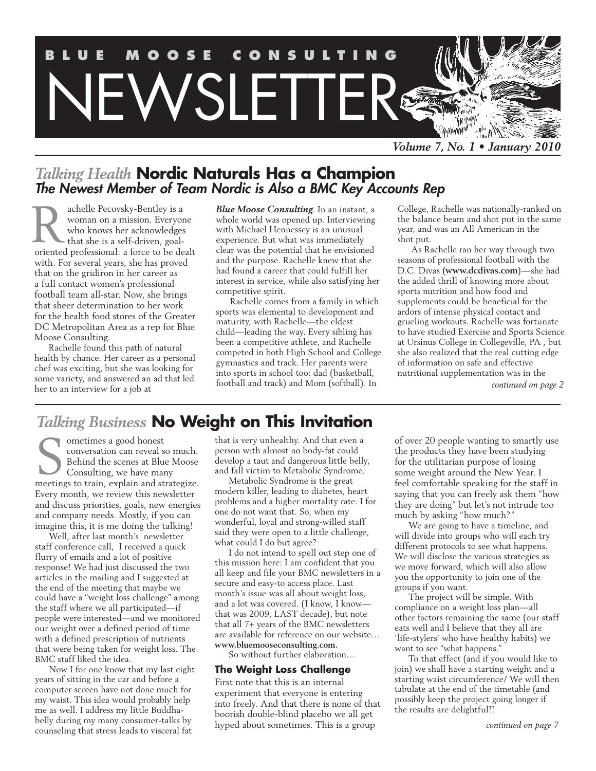# BLUE MOOSE CONSULTING NEWSLETTER

*Volume 7, No. 1 • January 2010*

## *Talking Health* Nordic Naturals Has a Champion

### *The Newest Member of Team Nordic is Also a BMC Key Accounts Rep*

Rachelle Pecovsky-Bentley is a woman on a mission. Everyone who knows her acknowledges that she is a self-driven, goal-oriented professional: a force to be dealt with. For several years, she has proved that on the gridiron in her career as a full contact women's professional football team all-star. Now, she brings that sheer determination to her work for the health food stores of the Greater DC Metropolitan Area as a rep for Blue Moose Consulting.

Rachelle found this path of natural health by chance. Her career as a personal chef was exciting, but she was looking for some variety, and answered an ad that led her to an interview for a job at ***Blue Moose Consulting***. In an instant, a whole world was opened up. Interviewing with Michael Hennessey is an unusual experience. But what was immediately clear was the potential that he envisioned and the purpose. Rachelle knew that she had found a career that could fulfill her interest in service, while also satisfying her competitive spirit.

Rachelle comes from a family in which sports was elemental to development and maturity, with Rachelle—the eldest child—leading the way. Every sibling has been a competitive athlete, and Rachelle competed in both High School and College gymnastics and track. Her parents were into sports in school too: dad (basketball, football and track) and Mom (softball). In College, Rachelle was nationally-ranked on the balance beam and shot put in the same year, and was an All American in the shot put.

As Rachelle ran her way through two seasons of professional football with the D.C. Divas (**www.dcdivas.com**)—she had the added thrill of knowing more about sports nutrition and how food and supplements could be beneficial for the ardors of intense physical contact and grueling workouts. Rachelle was fortunate to have studied Exercise and Sports Science at Ursinus College in Collegeville, PA , but she also realized that the real cutting edge of information on safe and effective nutritional supplementation was in the

*continued on page 2*

## *Talking Business* No Weight on This Invitation

Sometimes a good honest conversation can reveal so much. Behind the scenes at Blue Moose Consulting, we have many meetings to train, explain and strategize. Every month, we review this newsletter and discuss priorities, goals, new energies and company needs. Mostly, if you can imagine this, it is me doing the talking!

Well, after last month's newsletter staff conference call, I received a quick flurry of emails and a lot of positive response! We had just discussed the two articles in the mailing and I suggested at the end of the meeting that maybe we could have a "weight loss challenge" among the staff where we all participated—if people were interested—and we monitored our weight over a defined period of time with a defined prescription of nutrients that were being taken for weight loss. The BMC staff liked the idea.

Now I for one know that my last eight years of sitting in the car and before a computer screen have not done much for my waist. This idea would probably help me as well. I address my little Buddha-belly during my many consumer-talks by counseling that stress leads to visceral fat that is very unhealthy. And that even a person with almost no body-fat could develop a taut and dangerous little belly, and fall victim to Metabolic Syndrome.

Metabolic Syndrome is the great modern killer, leading to diabetes, heart problems and a higher mortality rate. I for one do not want that. So, when my wonderful, loyal and strong-willed staff said they were open to a little challenge, what could I do but agree?

I do not intend to spell out step one of this mission here: I am confident that you all keep and file your BMC newsletters in a secure and easy-to access place. Last month's issue was all about weight loss, and a lot was covered. (I know, I know—that was 2009, LAST decade), but note that all 7+ years of the BMC newsletters are available for reference on our website… **www.bluemooseconsulting.com.**

So without further elaboration…

### The Weight Loss Challenge

First note that this is an internal experiment that everyone is entering into freely. And that there is none of that boorish double-blind placebo we all get hyped about sometimes. This is a group of over 20 people wanting to smartly use the products they have been studying for the utilitarian purpose of losing some weight around the New Year. I feel comfortable speaking for the staff in saying that you can freely ask them "how they are doing" but let's not intrude too much by asking "how much?"

We are going to have a timeline, and will divide into groups who will each try different protocols to see what happens. We will disclose the various strategies as we move forward, which will also allow you the opportunity to join one of the groups if you want.

The project will be simple. With compliance on a weight loss plan—all other factors remaining the same (our staff eats well and I believe that they all are 'life-stylers' who have healthy habits) we want to see "what happens."

To that effect (and if you would like to join) we shall have a starting weight and a starting waist circumference/ We will then tabulate at the end of the timetable (and possibly keep the project going longer if the results are delightful!!

*continued on page 7*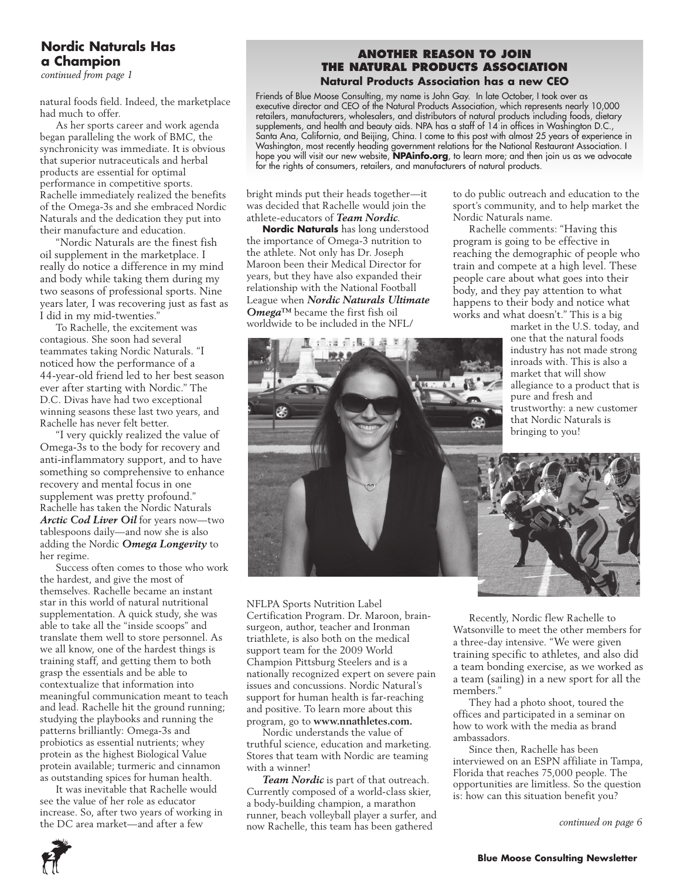## Nordic Naturals Has a Champion

*continued from page 1*

natural foods field. Indeed, the marketplace had much to offer.

As her sports career and work agenda began paralleling the work of BMC, the synchronicity was immediate. It is obvious that superior nutraceuticals and herbal products are essential for optimal performance in competitive sports. Rachelle immediately realized the benefits of the Omega-3s and she embraced Nordic Naturals and the dedication they put into their manufacture and education.

"Nordic Naturals are the finest fish oil supplement in the marketplace. I really do notice a difference in my mind and body while taking them during my two seasons of professional sports. Nine years later, I was recovering just as fast as I did in my mid-twenties."

To Rachelle, the excitement was contagious. She soon had several teammates taking Nordic Naturals. "I noticed how the performance of a 44-year-old friend led to her best season ever after starting with Nordic." The D.C. Divas have had two exceptional winning seasons these last two years, and Rachelle has never felt better.

"I very quickly realized the value of Omega-3s to the body for recovery and anti-inflammatory support, and to have something so comprehensive to enhance recovery and mental focus in one supplement was pretty profound." Rachelle has taken the Nordic Naturals ***Arctic Cod Liver Oil*** for years now—two tablespoons daily—and now she is also adding the Nordic ***Omega Longevity*** to her regime.

Success often comes to those who work the hardest, and give the most of themselves. Rachelle became an instant star in this world of natural nutritional supplementation. A quick study, she was able to take all the "inside scoops" and translate them well to store personnel. As we all know, one of the hardest things is training staff, and getting them to both grasp the essentials and be able to contextualize that information into meaningful communication meant to teach and lead. Rachelle hit the ground running; studying the playbooks and running the patterns brilliantly: Omega-3s and probiotics as essential nutrients; whey protein as the highest Biological Value protein available; turmeric and cinnamon as outstanding spices for human health.

It was inevitable that Rachelle would see the value of her role as educator increase. So, after two years of working in the DC area market—and after a few bright minds put their heads together—it was decided that Rachelle would join the athlete-educators of ***Team Nordic***.

**Nordic Naturals** has long understood the importance of Omega-3 nutrition to the athlete. Not only has Dr. Joseph Maroon been their Medical Director for years, but they have also expanded their relationship with the National Football League when ***Nordic Naturals Ultimate Omega***™ became the first fish oil worldwide to be included in the NFL/NFLPA Sports Nutrition Label Certification Program. Dr. Maroon, brain-surgeon, author, teacher and Ironman triathlete, is also both on the medical support team for the 2009 World Champion Pittsburg Steelers and is a nationally recognized expert on severe pain issues and concussions. Nordic Natural's support for human health is far-reaching and positive. To learn more about this program, go to **www.nnathletes.com.**

Nordic understands the value of truthful science, education and marketing. Stores that team with Nordic are teaming with a winner!

***Team Nordic*** is part of that outreach. Currently composed of a world-class skier, a body-building champion, a marathon runner, beach volleyball player a surfer, and now Rachelle, this team has been gathered to do public outreach and education to the sport's community, and to help market the Nordic Naturals name.

Rachelle comments: "Having this program is going to be effective in reaching the demographic of people who train and compete at a high level. These people care about what goes into their body, and they pay attention to what happens to their body and notice what works and what doesn't." This is a big market in the U.S. today, and one that the natural foods industry has not made strong inroads with. This is also a market that will show allegiance to a product that is pure and fresh and trustworthy: a new customer that Nordic Naturals is bringing to you!

Recently, Nordic flew Rachelle to Watsonville to meet the other members for a three-day intensive. "We were given training specific to athletes, and also did a team bonding exercise, as we worked as a team (sailing) in a new sport for all the members."

They had a photo shoot, toured the offices and participated in a seminar on how to work with the media as brand ambassadors.

Since then, Rachelle has been interviewed on an ESPN affiliate in Tampa, Florida that reaches 75,000 people. The opportunities are limitless. So the question is: how can this situation benefit you?

*continued on page 6*

---

### ANOTHER REASON TO JOIN THE NATURAL PRODUCTS ASSOCIATION

**Natural Products Association has a new CEO**

Friends of Blue Moose Consulting, my name is John Gay. In late October, I took over as executive director and CEO of the Natural Products Association, which represents nearly 10,000 retailers, manufacturers, wholesalers, and distributors of natural products including foods, dietary supplements, and health and beauty aids. NPA has a staff of 14 in offices in Washington D.C., Santa Ana, California, and Beijing, China. I come to this post with almost 25 years of experience in Washington, most recently heading government relations for the National Restaurant Association. I hope you will visit our new website, **NPAinfo.org**, to learn more; and then join us as we advocate for the rights of consumers, retailers, and manufacturers of natural products.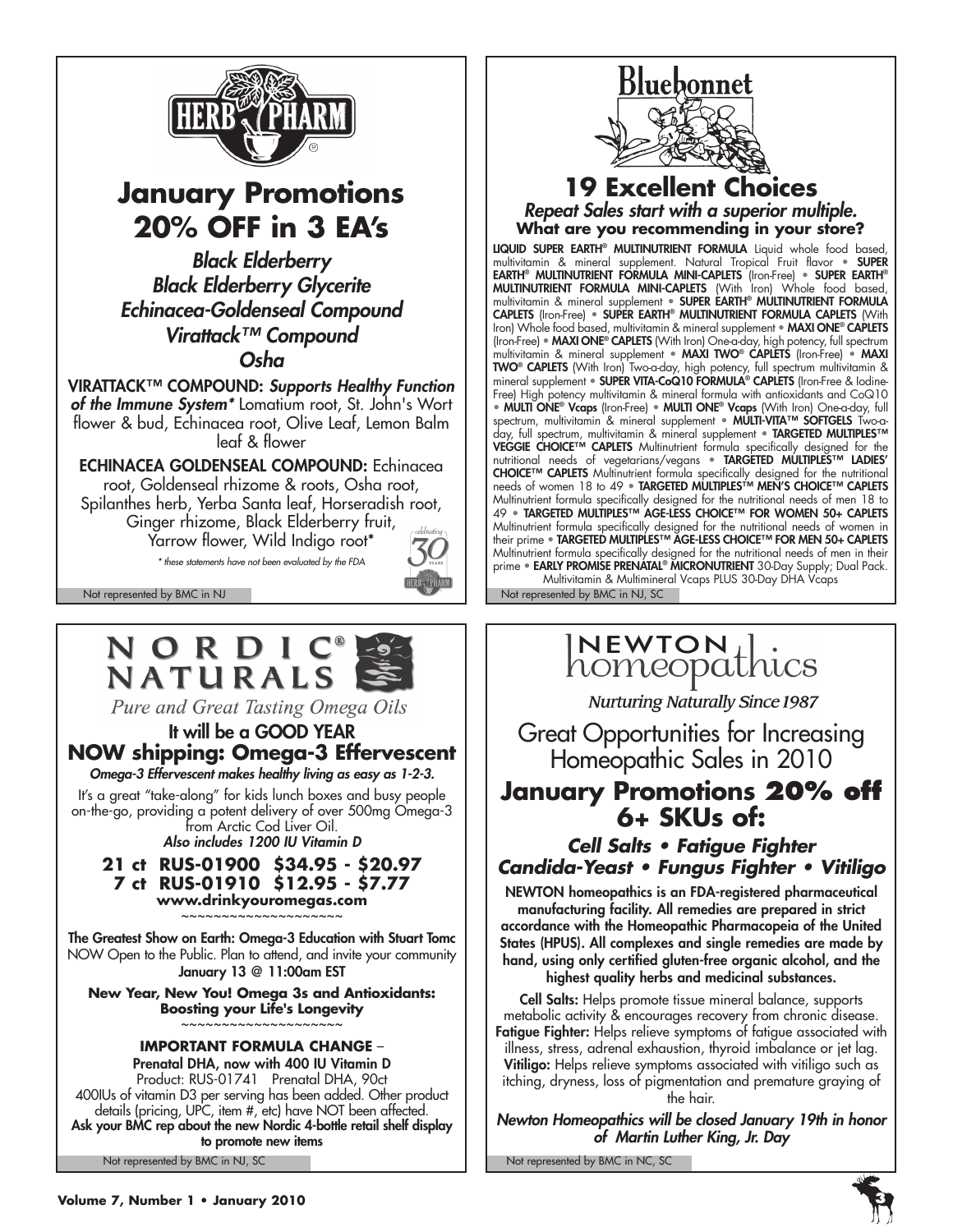# January Promotions 20% OFF in 3 EA's

*Black Elderberry*
*Black Elderberry Glycerite*
*Echinacea-Goldenseal Compound*
*Virattack™ Compound*
*Osha*

**VIRATTACK™ COMPOUND:** ***Supports Healthy Function of the Immune System**** Lomatium root, St. John's Wort flower & bud, Echinacea root, Olive Leaf, Lemon Balm leaf & flower

**ECHINACEA GOLDENSEAL COMPOUND:** Echinacea root, Goldenseal rhizome & roots, Osha root, Spilanthes herb, Yerba Santa leaf, Horseradish root, Ginger rhizome, Black Elderberry fruit, Yarrow flower, Wild Indigo root*

*\* these statements have not been evaluated by the FDA*

Not represented by BMC in NJ

# 19 Excellent Choices

*Repeat Sales start with a superior multiple.*

**What are you recommending in your store?**

**LIQUID SUPER EARTH® MULTINUTRIENT FORMULA** Liquid whole food based, multivitamin & mineral supplement. Natural Tropical Fruit flavor • **SUPER EARTH® MULTINUTRIENT FORMULA MINI-CAPLETS** (Iron-Free) • **SUPER EARTH® MULTINUTRIENT FORMULA MINI-CAPLETS** (With Iron) Whole food based, multivitamin & mineral supplement • **SUPER EARTH® MULTINUTRIENT FORMULA CAPLETS** (Iron-Free) • **SUPER EARTH® MULTINUTRIENT FORMULA CAPLETS** (With Iron) Whole food based, multivitamin & mineral supplement • **MAXI ONE® CAPLETS** (Iron-Free) • **MAXI ONE® CAPLETS** (With Iron) One-a-day, high potency, full spectrum multivitamin & mineral supplement • **MAXI TWO® CAPLETS** (Iron-Free) • **MAXI TWO® CAPLETS** (With Iron) Two-a-day, high potency, full spectrum multivitamin & mineral supplement • **SUPER VITA-CoQ10 FORMULA® CAPLETS** (Iron-Free & Iodine-Free) High potency multivitamin & mineral formula with antioxidants and CoQ10 • **MULTI ONE® Vcaps** (Iron-Free) • **MULTI ONE® Vcaps** (With Iron) One-a-day, full spectrum, multivitamin & mineral supplement • **MULTI-VITA™ SOFTGELS** Two-a-day, full spectrum, multivitamin & mineral supplement • **TARGETED MULTIPLES™ VEGGIE CHOICE™ CAPLETS** Multinutrient formula specifically designed for the nutritional needs of vegetarians/vegans • **TARGETED MULTIPLES™ LADIES' CHOICE™ CAPLETS** Multinutrient formula specifically designed for the nutritional needs of women 18 to 49 • **TARGETED MULTIPLES™ MEN'S CHOICE™ CAPLETS** Multinutrient formula specifically designed for the nutritional needs of men 18 to 49 • **TARGETED MULTIPLES™ AGE-LESS CHOICE™ FOR WOMEN 50+ CAPLETS** Multinutrient formula specifically designed for the nutritional needs of women in their prime • **TARGETED MULTIPLES™ AGE-LESS CHOICE™ FOR MEN 50+ CAPLETS** Multinutrient formula specifically designed for the nutritional needs of men in their prime • **EARLY PROMISE PRENATAL® MICRONUTRIENT** 30-Day Supply; Dual Pack. Multivitamin & Multimineral Vcaps PLUS 30-Day DHA Vcaps

Not represented by BMC in NJ, SC

*Pure and Great Tasting Omega Oils*

## It will be a GOOD YEAR
## NOW shipping: Omega-3 Effervescent

***Omega-3 Effervescent makes healthy living as easy as 1-2-3.***

It's a great "take-along" for kids lunch boxes and busy people on-the-go, providing a potent delivery of over 500mg Omega-3 from Arctic Cod Liver Oil.

***Also includes 1200 IU Vitamin D***

**21 ct RUS-01900 $34.95 - $20.97**
**7 ct RUS-01910 $12.95 - $7.77**
**www.drinkyouromegas.com**

~~~~~~~~~~~~~~~~~~~~

**The Greatest Show on Earth: Omega-3 Education with Stuart Tomc**
NOW Open to the Public. Plan to attend, and invite your community
**January 13 @ 11:00am EST**

**New Year, New You! Omega 3s and Antioxidants: Boosting your Life's Longevity**

~~~~~~~~~~~~~~~~~~~~

**IMPORTANT FORMULA CHANGE** –
**Prenatal DHA, now with 400 IU Vitamin D**
Product: RUS-01741 Prenatal DHA, 90ct
400IUs of vitamin D3 per serving has been added. Other product details (pricing, UPC, item #, etc) have NOT been affected.
**Ask your BMC rep about the new Nordic 4-bottle retail shelf display to promote new items**

Not represented by BMC in NJ, SC

*Nurturing Naturally Since 1987*

## Great Opportunities for Increasing Homeopathic Sales in 2010

# January Promotions 20% off 6+ SKUs of:

***Cell Salts • Fatigue Fighter***
***Candida-Yeast • Fungus Fighter • Vitiligo***

**NEWTON homeopathics is an FDA-registered pharmaceutical manufacturing facility. All remedies are prepared in strict accordance with the Homeopathic Pharmacopeia of the United States (HPUS). All complexes and single remedies are made by hand, using only certified gluten-free organic alcohol, and the highest quality herbs and medicinal substances.**

**Cell Salts:** Helps promote tissue mineral balance, supports metabolic activity & encourages recovery from chronic disease.
**Fatigue Fighter:** Helps relieve symptoms of fatigue associated with illness, stress, adrenal exhaustion, thyroid imbalance or jet lag.
**Vitiligo:** Helps relieve symptoms associated with vitiligo such as itching, dryness, loss of pigmentation and premature graying of the hair.

***Newton Homeopathics will be closed January 19th in honor of Martin Luther King, Jr. Day***

Not represented by BMC in NC, SC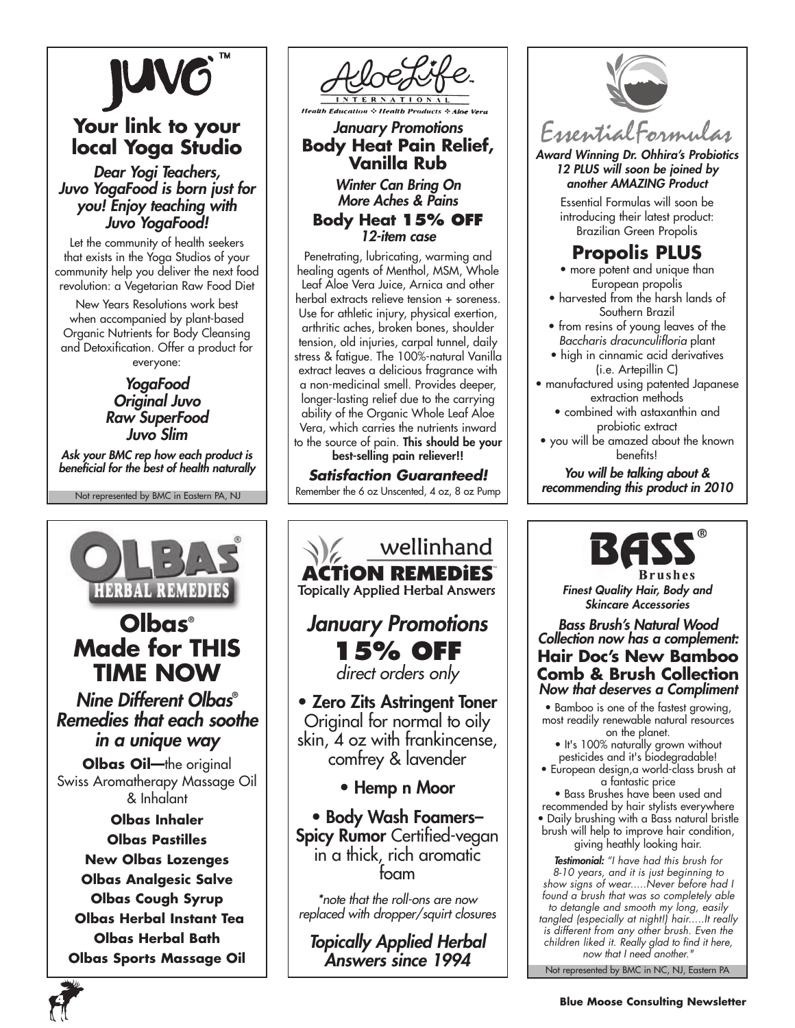# JUVO™

## Your link to your local Yoga Studio

*Dear Yogi Teachers, Juvo YogaFood is born just for you! Enjoy teaching with Juvo YogaFood!*

Let the community of health seekers that exists in the Yoga Studios of your community help you deliver the next food revolution: a Vegetarian Raw Food Diet

New Years Resolutions work best when accompanied by plant-based Organic Nutrients for Body Cleansing and Detoxification. Offer a product for everyone:

*YogaFood*
*Original Juvo*
*Raw SuperFood*
*Juvo Slim*

*Ask your BMC rep how each product is beneficial for the best of health naturally*

Not represented by BMC in Eastern PA, NJ

# AloeLife International

Health Education ❖ Health Products ❖ Aloe Vera

*January Promotions*

## Body Heat Pain Relief, Vanilla Rub

*Winter Can Bring On More Aches & Pains*

**Body Heat 15% OFF**
*12-item case*

Penetrating, lubricating, warming and healing agents of Menthol, MSM, Whole Leaf Aloe Vera Juice, Arnica and other herbal extracts relieve tension + soreness. Use for athletic injury, physical exertion, arthritic aches, broken bones, shoulder tension, old injuries, carpal tunnel, daily stress & fatigue. The 100%-natural Vanilla extract leaves a delicious fragrance with a non-medicinal smell. Provides deeper, longer-lasting relief due to the carrying ability of the Organic Whole Leaf Aloe Vera, which carries the nutrients inward to the source of pain. **This should be your best-selling pain reliever!!**

***Satisfaction Guaranteed!***

Remember the 6 oz Unscented, 4 oz, 8 oz Pump

# Essential Formulas

*Award Winning Dr. Ohhira's Probiotics 12 PLUS will soon be joined by another AMAZING Product*

Essential Formulas will soon be introducing their latest product: Brazilian Green Propolis

## Propolis PLUS

- more potent and unique than European propolis
- harvested from the harsh lands of Southern Brazil
- from resins of young leaves of the *Baccharis dracunculifloria* plant
- high in cinnamic acid derivatives (i.e. Artepillin C)
- manufactured using patented Japanese extraction methods
- combined with astaxanthin and probiotic extract
- you will be amazed about the known benefits!

*You will be talking about & recommending this product in 2010*

# OLBAS® HERBAL REMEDIES

## Olbas® Made for THIS TIME NOW

*Nine Different Olbas® Remedies that each soothe in a unique way*

**Olbas Oil**—the original Swiss Aromatherapy Massage Oil & Inhalant

**Olbas Inhaler**
**Olbas Pastilles**
**New Olbas Lozenges**
**Olbas Analgesic Salve**
**Olbas Cough Syrup**
**Olbas Herbal Instant Tea**
**Olbas Herbal Bath**
**Olbas Sports Massage Oil**

# wellinhand ACTiON REMEDiES™

Topically Applied Herbal Answers

*January Promotions*

## 15% OFF

*direct orders only*

- **Zero Zits Astringent Toner** Original for normal to oily skin, 4 oz with frankincense, comfrey & lavender
- **Hemp n Moor**
- **Body Wash Foamers–Spicy Rumor** Certified-vegan in a thick, rich aromatic foam

*\*note that the roll-ons are now replaced with dropper/squirt closures*

*Topically Applied Herbal Answers since 1994*

# BASS® Brushes

*Finest Quality Hair, Body and Skincare Accessories*

*Bass Brush's Natural Wood Collection now has a complement:*

## Hair Doc's New Bamboo Comb & Brush Collection

*Now that deserves a Compliment*

- Bamboo is one of the fastest growing, most readily renewable natural resources on the planet.
- It's 100% naturally grown without pesticides and it's biodegradable!
- European design,a world-class brush at a fantastic price
- Bass Brushes have been used and recommended by hair stylists everywhere
- Daily brushing with a Bass natural bristle brush will help to improve hair condition, giving heathly looking hair.

***Testimonial:*** *"I have had this brush for 8-10 years, and it is just beginning to show signs of wear.....Never before had I found a brush that was so completely able to detangle and smooth my long, easily tangled (especially at night!) hair.....It really is different from any other brush. Even the children liked it. Really glad to find it here, now that I need another."*

Not represented by BMC in NC, NJ, Eastern PA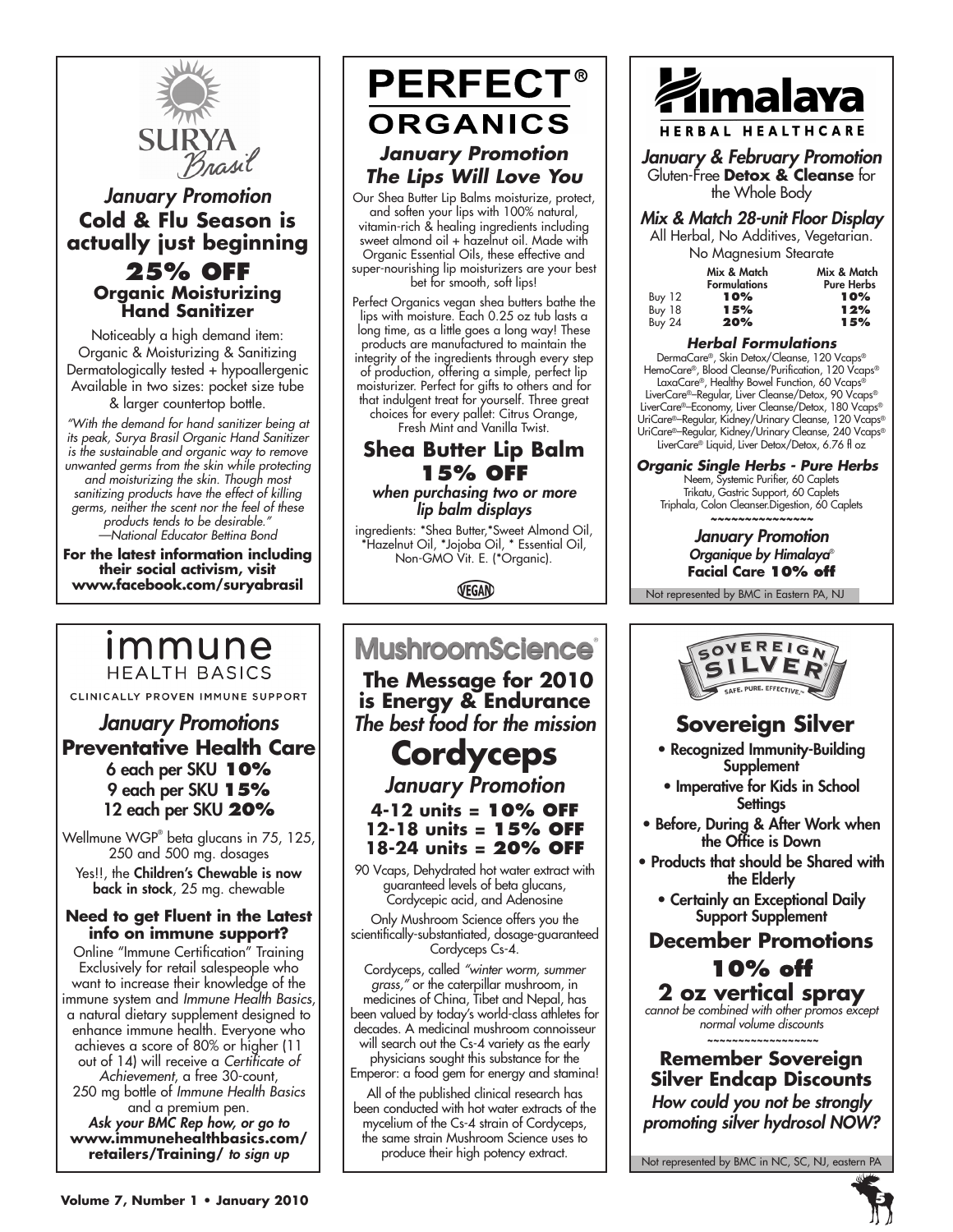# SURYA Brasil

*January Promotion*

## Cold & Flu Season is actually just beginning

## 25% OFF

### Organic Moisturizing Hand Sanitizer

Noticeably a high demand item:
Organic & Moisturizing & Sanitizing
Dermatologically tested + hypoallergenic
Available in two sizes: pocket size tube & larger countertop bottle.

*"With the demand for hand sanitizer being at its peak, Surya Brasil Organic Hand Sanitizer is the sustainable and organic way to remove unwanted germs from the skin while protecting and moisturizing the skin. Though most sanitizing products have the effect of killing germs, neither the scent nor the feel of these products tends to be desirable."*
*—National Educator Bettina Bond*

**For the latest information including their social activism, visit www.facebook.com/suryabrasil**

---

# PERFECT® ORGANICS

***January Promotion***
***The Lips Will Love You***

Our Shea Butter Lip Balms moisturize, protect, and soften your lips with 100% natural, vitamin-rich & healing ingredients including sweet almond oil + hazelnut oil. Made with Organic Essential Oils, these effective and super-nourishing lip moisturizers are your best bet for smooth, soft lips!

Perfect Organics vegan shea butters bathe the lips with moisture. Each 0.25 oz tub lasts a long time, as a little goes a long way! These products are manufactured to maintain the integrity of the ingredients through every step of production, offering a simple, perfect lip moisturizer. Perfect for gifts to others and for that indulgent treat for yourself. Three great choices for every pallet: Citrus Orange, Fresh Mint and Vanilla Twist.

## Shea Butter Lip Balm 15% OFF

***when purchasing two or more lip balm displays***

ingredients: *Shea Butter,*Sweet Almond Oil, *Hazelnut Oil, *Jojoba Oil, * Essential Oil, Non-GMO Vit. E. (*Organic).

VEGAN

---

# Himalaya HERBAL HEALTHCARE

***January & February Promotion***
Gluten-Free **Detox & Cleanse** for the Whole Body

***Mix & Match 28-unit Floor Display***
All Herbal, No Additives, Vegetarian.
No Magnesium Stearate

| | Mix & Match Formulations | Mix & Match Pure Herbs |
|---|---|---|
| Buy 12 | **10%** | **10%** |
| Buy 18 | **15%** | **12%** |
| Buy 24 | **20%** | **15%** |

***Herbal Formulations***

DermaCare®, Skin Detox/Cleanse, 120 Vcaps®
HemoCare®, Blood Cleanse/Purification, 120 Vcaps®
LaxaCare®, Healthy Bowel Function, 60 Vcaps®
LiverCare®–Regular, Liver Cleanse/Detox, 90 Vcaps®
LiverCare®–Economy, Liver Cleanse/Detox, 180 Vcaps®
UriCare®–Regular, Kidney/Urinary Cleanse, 120 Vcaps®
UriCare®–Regular, Kidney/Urinary Cleanse, 240 Vcaps®
LiverCare® Liquid, Liver Detox/Detox, 6.76 fl oz

***Organic Single Herbs - Pure Herbs***

Neem, Systemic Purifier, 60 Caplets
Trikatu, Gastric Support, 60 Caplets
Triphala, Colon Cleanser.Digestion, 60 Caplets

~~~~~~~~~~~~~~~

***January Promotion***
***Organique by Himalaya®***
**Facial Care 10% off**

Not represented by BMC in Eastern PA, NJ

---

# immune HEALTH BASICS

CLINICALLY PROVEN IMMUNE SUPPORT

***January Promotions***

## Preventative Health Care

6 each per SKU **10%**
9 each per SKU **15%**
12 each per SKU **20%**

Wellmune WGP® beta glucans in 75, 125, 250 and 500 mg. dosages

Yes!!, the **Children's Chewable is now back in stock**, 25 mg. chewable

### Need to get Fluent in the Latest info on immune support?

Online "Immune Certification" Training Exclusively for retail salespeople who want to increase their knowledge of the immune system and *Immune Health Basics*, a natural dietary supplement designed to enhance immune health. Everyone who achieves a score of 80% or higher (11 out of 14) will receive a *Certificate of Achievement*, a free 30-count, 250 mg bottle of *Immune Health Basics* and a premium pen.

***Ask your BMC Rep how, or go to* www.immunehealthbasics.com/retailers/Training/ *to sign up***

---

# MushroomScience®

## The Message for 2010 is Energy & Endurance

*The best food for the mission*

## Cordyceps

*January Promotion*

**4-12 units = 10% OFF**
**12-18 units = 15% OFF**
**18-24 units = 20% OFF**

90 Vcaps, Dehydrated hot water extract with guaranteed levels of beta glucans, Cordycepic acid, and Adenosine

Only Mushroom Science offers you the scientifically-substantiated, dosage-guaranteed Cordyceps Cs-4.

Cordyceps, called *"winter worm, summer grass,"* or the caterpillar mushroom, in medicines of China, Tibet and Nepal, has been valued by today's world-class athletes for decades. A medicinal mushroom connoisseur will search out the Cs-4 variety as the early physicians sought this substance for the Emperor: a food gem for energy and stamina!

All of the published clinical research has been conducted with hot water extracts of the mycelium of the Cs-4 strain of Cordyceps, the same strain Mushroom Science uses to produce their high potency extract.

---

# SOVEREIGN SILVER

SAFE. PURE. EFFECTIVE.™

## Sovereign Silver

- Recognized Immunity-Building Supplement
- Imperative for Kids in School Settings
- Before, During & After Work when the Office is Down
- Products that should be Shared with the Elderly
- Certainly an Exceptional Daily Support Supplement

## December Promotions

## 10% off 2 oz vertical spray

*cannot be combined with other promos except normal volume discounts*

~~~~~~~~~~~~~~~~~

### Remember Sovereign Silver Endcap Discounts

***How could you not be strongly promoting silver hydrosol NOW?***

Not represented by BMC in NC, SC, NJ, eastern PA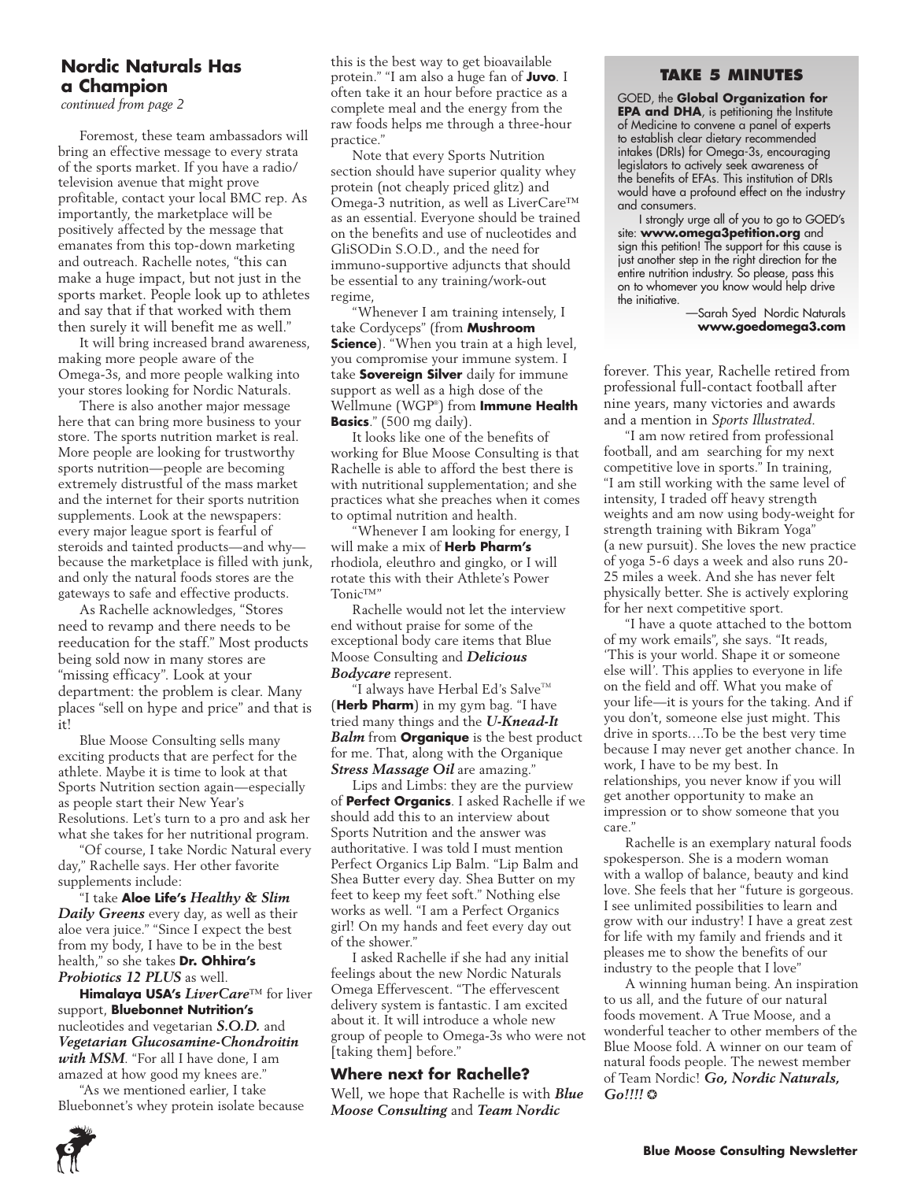## Nordic Naturals Has a Champion

*continued from page 2*

Foremost, these team ambassadors will bring an effective message to every strata of the sports market. If you have a radio/ television avenue that might prove profitable, contact your local BMC rep. As importantly, the marketplace will be positively affected by the message that emanates from this top-down marketing and outreach. Rachelle notes, "this can make a huge impact, but not just in the sports market. People look up to athletes and say that if that worked with them then surely it will benefit me as well."

It will bring increased brand awareness, making more people aware of the Omega-3s, and more people walking into your stores looking for Nordic Naturals.

There is also another major message here that can bring more business to your store. The sports nutrition market is real. More people are looking for trustworthy sports nutrition—people are becoming extremely distrustful of the mass market and the internet for their sports nutrition supplements. Look at the newspapers: every major league sport is fearful of steroids and tainted products—and why—because the marketplace is filled with junk, and only the natural foods stores are the gateways to safe and effective products.

As Rachelle acknowledges, "Stores need to revamp and there needs to be reeducation for the staff." Most products being sold now in many stores are "missing efficacy". Look at your department: the problem is clear. Many places "sell on hype and price" and that is it!

Blue Moose Consulting sells many exciting products that are perfect for the athlete. Maybe it is time to look at that Sports Nutrition section again—especially as people start their New Year's Resolutions. Let's turn to a pro and ask her what she takes for her nutritional program.

"Of course, I take Nordic Natural every day," Rachelle says. Her other favorite supplements include:

"I take **Aloe Life's** ***Healthy & Slim Daily Greens*** every day, as well as their aloe vera juice." "Since I expect the best from my body, I have to be in the best health," so she takes **Dr. Ohhira's** ***Probiotics 12 PLUS*** as well.

**Himalaya USA's** ***LiverCare***™ for liver support, **Bluebonnet Nutrition's** nucleotides and vegetarian ***S.O.D.*** and ***Vegetarian Glucosamine-Chondroitin with MSM***. "For all I have done, I am amazed at how good my knees are."

"As we mentioned earlier, I take Bluebonnet's whey protein isolate because this is the best way to get bioavailable protein." "I am also a huge fan of **Juvo**. I often take it an hour before practice as a complete meal and the energy from the raw foods helps me through a three-hour practice."

Note that every Sports Nutrition section should have superior quality whey protein (not cheaply priced glitz) and Omega-3 nutrition, as well as LiverCare™ as an essential. Everyone should be trained on the benefits and use of nucleotides and GliSODin S.O.D., and the need for immuno-supportive adjuncts that should be essential to any training/work-out regime,

"Whenever I am training intensely, I take Cordyceps" (from **Mushroom Science**). "When you train at a high level, you compromise your immune system. I take **Sovereign Silver** daily for immune support as well as a high dose of the Wellmune (WGP®) from **Immune Health Basics**." (500 mg daily).

It looks like one of the benefits of working for Blue Moose Consulting is that Rachelle is able to afford the best there is with nutritional supplementation; and she practices what she preaches when it comes to optimal nutrition and health.

"Whenever I am looking for energy, I will make a mix of **Herb Pharm's** rhodiola, eleuthro and gingko, or I will rotate this with their Athlete's Power Tonic™"

Rachelle would not let the interview end without praise for some of the exceptional body care items that Blue Moose Consulting and ***Delicious Bodycare*** represent.

"I always have Herbal Ed's Salve™ (**Herb Pharm**) in my gym bag. "I have tried many things and the ***U-Knead-It Balm*** from **Organique** is the best product for me. That, along with the Organique ***Stress Massage Oil*** are amazing."

Lips and Limbs: they are the purview of **Perfect Organics**. I asked Rachelle if we should add this to an interview about Sports Nutrition and the answer was authoritative. I was told I must mention Perfect Organics Lip Balm. "Lip Balm and Shea Butter every day. Shea Butter on my feet to keep my feet soft." Nothing else works as well. "I am a Perfect Organics girl! On my hands and feet every day out of the shower."

I asked Rachelle if she had any initial feelings about the new Nordic Naturals Omega Effervescent. "The effervescent delivery system is fantastic. I am excited about it. It will introduce a whole new group of people to Omega-3s who were not [taking them] before."

### Where next for Rachelle?

Well, we hope that Rachelle is with ***Blue Moose Consulting*** and ***Team Nordic*** forever. This year, Rachelle retired from professional full-contact football after nine years, many victories and awards and a mention in *Sports Illustrated*.

"I am now retired from professional football, and am searching for my next competitive love in sports." In training, "I am still working with the same level of intensity, I traded off heavy strength weights and am now using body-weight for strength training with Bikram Yoga" (a new pursuit). She loves the new practice of yoga 5-6 days a week and also runs 20-25 miles a week. And she has never felt physically better. She is actively exploring for her next competitive sport.

"I have a quote attached to the bottom of my work emails", she says. "It reads, 'This is your world. Shape it or someone else will'. This applies to everyone in life on the field and off. What you make of your life—it is yours for the taking. And if you don't, someone else just might. This drive in sports….To be the best very time because I may never get another chance. In work, I have to be my best. In relationships, you never know if you will get another opportunity to make an impression or to show someone that you care."

Rachelle is an exemplary natural foods spokesperson. She is a modern woman with a wallop of balance, beauty and kind love. She feels that her "future is gorgeous. I see unlimited possibilities to learn and grow with our industry! I have a great zest for life with my family and friends and it pleases me to show the benefits of our industry to the people that I love"

A winning human being. An inspiration to us all, and the future of our natural foods movement. A True Moose, and a wonderful teacher to other members of the Blue Moose fold. A winner on our team of natural foods people. The newest member of Team Nordic! ***Go, Nordic Naturals, Go!!!!*** ❂

### TAKE 5 MINUTES

GOED, the **Global Organization for EPA and DHA**, is petitioning the Institute of Medicine to convene a panel of experts to establish clear dietary recommended intakes (DRIs) for Omega-3s, encouraging legislators to actively seek awareness of the benefits of EFAs. This institution of DRIs would have a profound effect on the industry and consumers.

I strongly urge all of you to go to GOED's site: **www.omega3petition.org** and sign this petition! The support for this cause is just another step in the right direction for the entire nutrition industry. So please, pass this on to whomever you know would help drive the initiative.

—Sarah Syed Nordic Naturals
**www.goedomega3.com**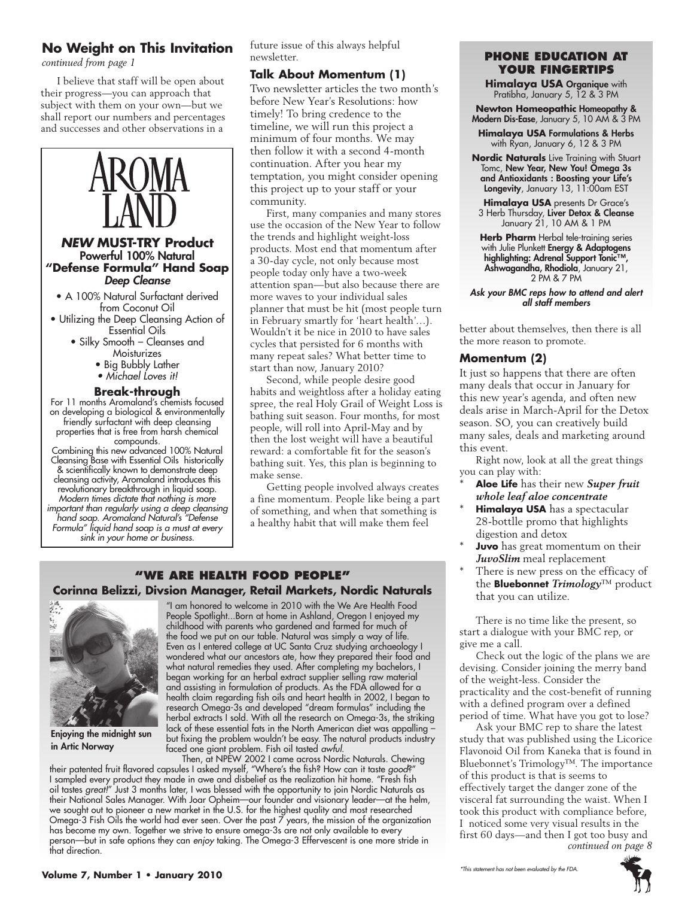## No Weight on This Invitation

*continued from page 1*

I believe that staff will be open about their progress—you can approach that subject with them on your own—but we shall report our numbers and percentages and successes and other observations in a future issue of this always helpful newsletter.

### Talk About Momentum (1)

Two newsletter articles the two month's before New Year's Resolutions: how timely! To bring credence to the timeline, we will run this project a minimum of four months. We may then follow it with a second 4-month continuation. After you hear my temptation, you might consider opening this project up to your staff or your community.

First, many companies and many stores use the occasion of the New Year to follow the trends and highlight weight-loss products. Most end that momentum after a 30-day cycle, not only because most people today only have a two-week attention span—but also because there are more waves to your individual sales planner that must be hit (most people turn in February smartly for 'heart health'…). Wouldn't it be nice in 2010 to have sales cycles that persisted for 6 months with many repeat sales? What better time to start than now, January 2010?

Second, while people desire good habits and weightloss after a holiday eating spree, the real Holy Grail of Weight Loss is bathing suit season. Four months, for most people, will roll into April-May and by then the lost weight will have a beautiful reward: a comfortable fit for the season's bathing suit. Yes, this plan is beginning to make sense.

Getting people involved always creates a fine momentum. People like being a part of something, and when that something is a healthy habit that will make them feel better about themselves, then there is all the more reason to promote.

### Momentum (2)

It just so happens that there are often many deals that occur in January for this new year's agenda, and often new deals arise in March-April for the Detox season. SO, you can creatively build many sales, deals and marketing around this event.

Right now, look at all the great things you can play with:

* **Aloe Life** has their new ***Super fruit whole leaf aloe concentrate***
* **Himalaya USA** has a spectacular 28-bottlle promo that highlights digestion and detox
* **Juvo** has great momentum on their ***JuvoSlim*** meal replacement
* There is new press on the efficacy of the **Bluebonnet** ***Trimology***™ product that you can utilize.

There is no time like the present, so start a dialogue with your BMC rep, or give me a call.

Check out the logic of the plans we are devising. Consider joining the merry band of the weight-less. Consider the practicality and the cost-benefit of running with a defined program over a defined period of time. What have you got to lose?

Ask your BMC rep to share the latest study that was published using the Licorice Flavonoid Oil from Kaneka that is found in Bluebonnet's Trimology™. The importance of this product is that is seems to effectively target the danger zone of the visceral fat surrounding the waist. When I took this product with compliance before, I noticed some very visual results in the first 60 days—and then I got too busy and

*continued on page 8*

---

# AROMA LAND

## *NEW* MUST-TRY Product
**Powerful 100% Natural**
**"Defense Formula" Hand Soap**
***Deep Cleanse***

- A 100% Natural Surfactant derived from Coconut Oil
- Utilizing the Deep Cleansing Action of Essential Oils
- Silky Smooth – Cleanses and Moisturizes
- Big Bubbly Lather
- *Michael Loves it!*

### Break-through

For 11 months Aromaland's chemists focused on developing a biological & environmentally friendly surfactant with deep cleansing properties that is free from harsh chemical compounds.

Combining this new advanced 100% Natural Cleansing Base with Essential Oils historically & scientifically known to demonstrate deep cleansing activity, Aromaland introduces this revolutionary breakthrough in liquid soap.

*Modern times dictate that nothing is more important than regularly using a deep cleansing hand soap. Aromaland Natural's "Defense Formula" liquid hand soap is a must at every sink in your home or business.*

---

## PHONE EDUCATION AT YOUR FINGERTIPS

**Himalaya USA Organique** with Pratibha, January 5, 12 & 3 PM

**Newton Homeopathic Homeopathy & Modern Dis-Ease**, January 5, 10 AM & 3 PM

**Himalaya USA Formulations & Herbs** with Ryan, January 6, 12 & 3 PM

**Nordic Naturals** Live Training with Stuart Tomc, **New Year, New You! Omega 3s and Antioxidants : Boosting your Life's Longevity**, January 13, 11:00am EST

**Himalaya USA** presents Dr Grace's 3 Herb Thursday, **Liver Detox & Cleanse** January 21, 10 AM & 1 PM

**Herb Pharm** Herbal tele-training series with Julie Plunkett **Energy & Adaptogens highlighting: Adrenal Support Tonic™, Ashwagandha, Rhodiola**, January 21, 2 PM & 7 PM

*Ask your BMC reps how to attend and alert all staff members*

---

## "WE ARE HEALTH FOOD PEOPLE"

### Corinna Belizzi, Divsion Manager, Retail Markets, Nordic Naturals

Enjoying the midnight sun in Artic Norway

"I am honored to welcome in 2010 with the We Are Health Food People Spotlight...Born at home in Ashland, Oregon I enjoyed my childhood with parents who gardened and farmed for much of the food we put on our table. Natural was simply a way of life. Even as I entered college at UC Santa Cruz studying archaeology I wondered what our ancestors ate, how they prepared their food and what natural remedies they used. After completing my bachelors, I began working for an herbal extract supplier selling raw material and assisting in formulation of products. As the FDA allowed for a health claim regarding fish oils and heart health in 2002, I began to research Omega-3s and developed "dream formulas" including the herbal extracts I sold. With all the research on Omega-3s, the striking lack of these essential fats in the North American diet was appalling – but fixing the problem wouldn't be easy. The natural products industry faced one giant problem. Fish oil tasted *awful*.

Then, at NPEW 2002 I came across Nordic Naturals. Chewing their patented fruit flavored capsules I asked myself, "Where's the fish? How can it taste *good*?" I sampled every product they made in awe and disbelief as the realization hit home. "Fresh fish oil tastes *great!*" Just 3 months later, I was blessed with the opportunity to join Nordic Naturals as their National Sales Manager. With Joar Opheim—our founder and visionary leader—at the helm, we sought out to pioneer a new market in the U.S. for the highest quality and most researched Omega-3 Fish Oils the world had ever seen. Over the past 7 years, the mission of the organization has become my own. Together we strive to ensure omega-3s are not only available to every person—but in safe options they can *enjoy* taking. The Omega-3 Effervescent is one more stride in that direction.

*\*This statement has not been evaluated by the FDA.*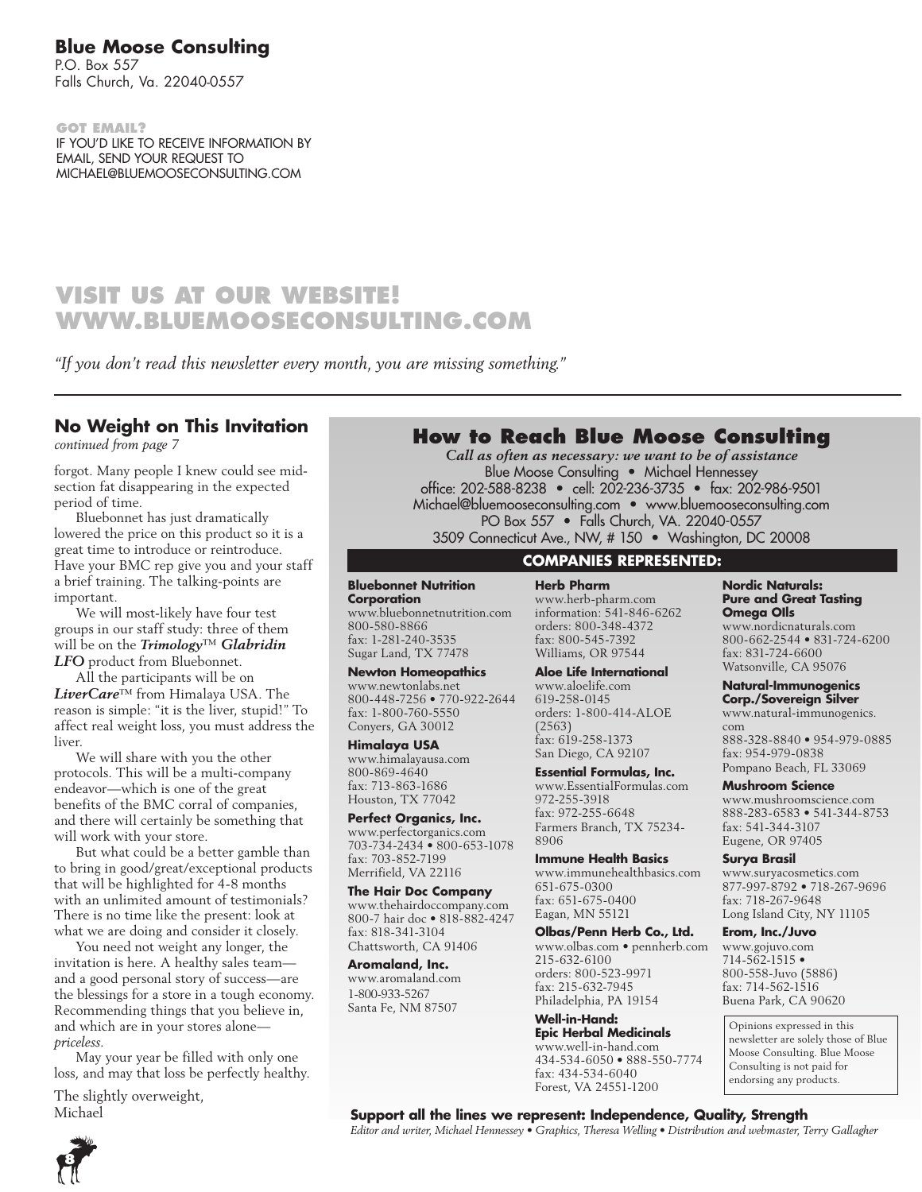**Blue Moose Consulting**
P.O. Box 557
Falls Church, Va. 22040-0557

**GOT EMAIL?**
IF YOU'D LIKE TO RECEIVE INFORMATION BY EMAIL, SEND YOUR REQUEST TO MICHAEL@BLUEMOOSECONSULTING.COM

## VISIT US AT OUR WEBSITE! WWW.BLUEMOOSECONSULTING.COM

*"If you don't read this newsletter every month, you are missing something."*

---

## No Weight on This Invitation

*continued from page 7*

forgot. Many people I knew could see mid-section fat disappearing in the expected period of time.

Bluebonnet has just dramatically lowered the price on this product so it is a great time to introduce or reintroduce. Have your BMC rep give you and your staff a brief training. The talking-points are important.

We will most-likely have four test groups in our staff study: three of them will be on the ***Trimology***™ ***Glabridin LFO*** product from Bluebonnet.

All the participants will be on ***LiverCare***™ from Himalaya USA. The reason is simple: "it is the liver, stupid!" To affect real weight loss, you must address the liver.

We will share with you the other protocols. This will be a multi-company endeavor—which is one of the great benefits of the BMC corral of companies, and there will certainly be something that will work with your store.

But what could be a better gamble than to bring in good/great/exceptional products that will be highlighted for 4-8 months with an unlimited amount of testimonials? There is no time like the present: look at what we are doing and consider it closely.

You need not weight any longer, the invitation is here. A healthy sales team—and a good personal story of success—are the blessings for a store in a tough economy. Recommending things that you believe in, and which are in your stores alone—*priceless*.

May your year be filled with only one loss, and may that loss be perfectly healthy.

The slightly overweight,
Michael

## How to Reach Blue Moose Consulting

***Call as often as necessary: we want to be of assistance***
Blue Moose Consulting • Michael Hennessey
office: 202-588-8238 • cell: 202-236-3735 • fax: 202-986-9501
Michael@bluemooseconsulting.com • www.bluemooseconsulting.com
PO Box 557 • Falls Church, VA. 22040-0557
3509 Connecticut Ave., NW, # 150 • Washington, DC 20008

### COMPANIES REPRESENTED:

**Bluebonnet Nutrition Corporation**
www.bluebonnetnutrition.com
800-580-8866
fax: 1-281-240-3535
Sugar Land, TX 77478

**Newton Homeopathics**
www.newtonlabs.net
800-448-7256 • 770-922-2644
fax: 1-800-760-5550
Conyers, GA 30012

**Himalaya USA**
www.himalayausa.com
800-869-4640
fax: 713-863-1686
Houston, TX 77042

**Perfect Organics, Inc.**
www.perfectorganics.com
703-734-2434 • 800-653-1078
fax: 703-852-7199
Merrifield, VA 22116

**The Hair Doc Company**
www.thehairdoccompany.com
800-7 hair doc • 818-882-4247
fax: 818-341-3104
Chattsworth, CA 91406

**Aromaland, Inc.**
www.aromaland.com
1-800-933-5267
Santa Fe, NM 87507

**Herb Pharm**
www.herb-pharm.com
information: 541-846-6262
orders: 800-348-4372
fax: 800-545-7392
Williams, OR 97544

**Aloe Life International**
www.aloelife.com
619-258-0145
orders: 1-800-414-ALOE (2563)
fax: 619-258-1373
San Diego, CA 92107

**Essential Formulas, Inc.**
www.EssentialFormulas.com
972-255-3918
fax: 972-255-6648
Farmers Branch, TX 75234-8906

**Immune Health Basics**
www.immunehealthbasics.com
651-675-0300
fax: 651-675-0400
Eagan, MN 55121

**Olbas/Penn Herb Co., Ltd.**
www.olbas.com • pennherb.com
215-632-6100
orders: 800-523-9971
fax: 215-632-7945
Philadelphia, PA 19154

**Well-in-Hand: Epic Herbal Medicinals**
www.well-in-hand.com
434-534-6050 • 888-550-7774
fax: 434-534-6040
Forest, VA 24551-1200

**Nordic Naturals: Pure and Great Tasting Omega OIls**
www.nordicnaturals.com
800-662-2544 • 831-724-6200
fax: 831-724-6600
Watsonville, CA 95076

**Natural-Immunogenics Corp./Sovereign Silver**
www.natural-immunogenics.com
888-328-8840 • 954-979-0885
fax: 954-979-0838
Pompano Beach, FL 33069

**Mushroom Science**
www.mushroomscience.com
888-283-6583 • 541-344-8753
fax: 541-344-3107
Eugene, OR 97405

**Surya Brasil**
www.suryacosmetics.com
877-997-8792 • 718-267-9696
fax: 718-267-9648
Long Island City, NY 11105

**Erom, Inc./Juvo**
www.gojuvo.com
714-562-1515 •
800-558-Juvo (5886)
fax: 714-562-1516
Buena Park, CA 90620

Opinions expressed in this newsletter are solely those of Blue Moose Consulting. Blue Moose Consulting is not paid for endorsing any products.

**Support all the lines we represent: Independence, Quality, Strength**

*Editor and writer, Michael Hennessey • Graphics, Theresa Welling • Distribution and webmaster, Terry Gallagher*